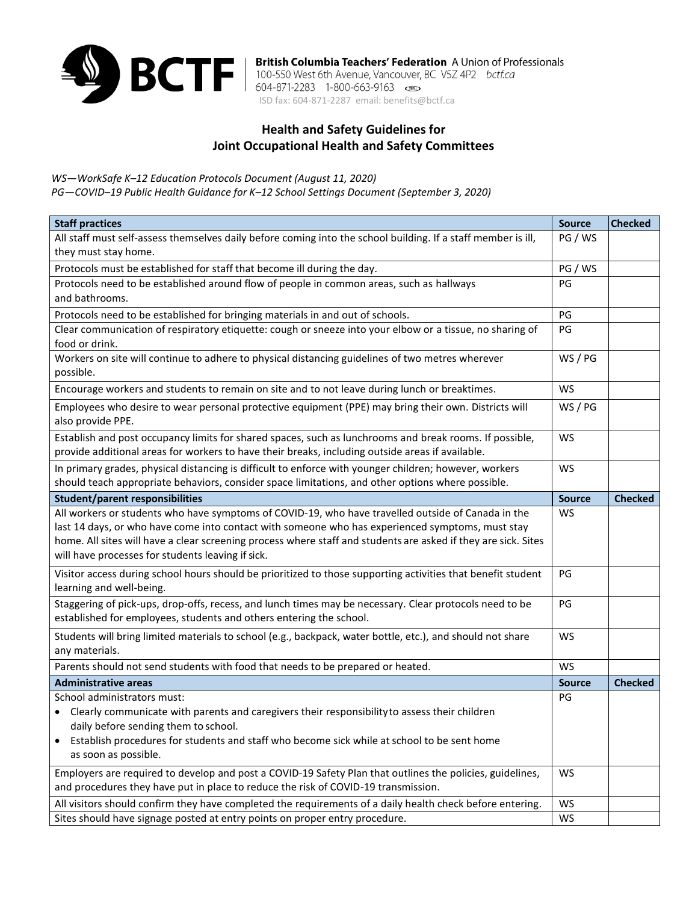**British Columbia Teachers' Federation** A Union of Professionals
100-550 West 6th Avenue, Vancouver, BC V5Z 4P2 *bctf.ca*
604-871-2283 1-800-663-9163
ISD fax: 604-871-2287 email: benefits@bctf.ca

## Health and Safety Guidelines for Joint Occupational Health and Safety Committees

*WS—WorkSafe K–12 Education Protocols Document (August 11, 2020)*
*PG—COVID–19 Public Health Guidance for K–12 School Settings Document (September 3, 2020)*

| **Staff practices** | **Source** | **Checked** |
|---|---|---|
| All staff must self-assess themselves daily before coming into the school building. If a staff member is ill, they must stay home. | PG / WS | |
| Protocols must be established for staff that become ill during the day. | PG / WS | |
| Protocols need to be established around flow of people in common areas, such as hallways and bathrooms. | PG | |
| Protocols need to be established for bringing materials in and out of schools. | PG | |
| Clear communication of respiratory etiquette: cough or sneeze into your elbow or a tissue, no sharing of food or drink. | PG | |
| Workers on site will continue to adhere to physical distancing guidelines of two metres wherever possible. | WS / PG | |
| Encourage workers and students to remain on site and to not leave during lunch or breaktimes. | WS | |
| Employees who desire to wear personal protective equipment (PPE) may bring their own. Districts will also provide PPE. | WS / PG | |
| Establish and post occupancy limits for shared spaces, such as lunchrooms and break rooms. If possible, provide additional areas for workers to have their breaks, including outside areas if available. | WS | |
| In primary grades, physical distancing is difficult to enforce with younger children; however, workers should teach appropriate behaviors, consider space limitations, and other options where possible. | WS | |
| **Student/parent responsibilities** | **Source** | **Checked** |
| All workers or students who have symptoms of COVID-19, who have travelled outside of Canada in the last 14 days, or who have come into contact with someone who has experienced symptoms, must stay home. All sites will have a clear screening process where staff and students are asked if they are sick. Sites will have processes for students leaving if sick. | WS | |
| Visitor access during school hours should be prioritized to those supporting activities that benefit student learning and well-being. | PG | |
| Staggering of pick-ups, drop-offs, recess, and lunch times may be necessary. Clear protocols need to be established for employees, students and others entering the school. | PG | |
| Students will bring limited materials to school (e.g., backpack, water bottle, etc.), and should not share any materials. | WS | |
| Parents should not send students with food that needs to be prepared or heated. | WS | |
| **Administrative areas** | **Source** | **Checked** |
| School administrators must:<br>• Clearly communicate with parents and caregivers their responsibility to assess their children daily before sending them to school.<br>• Establish procedures for students and staff who become sick while at school to be sent home as soon as possible. | PG | |
| Employers are required to develop and post a COVID-19 Safety Plan that outlines the policies, guidelines, and procedures they have put in place to reduce the risk of COVID-19 transmission. | WS | |
| All visitors should confirm they have completed the requirements of a daily health check before entering. | WS | |
| Sites should have signage posted at entry points on proper entry procedure. | WS | |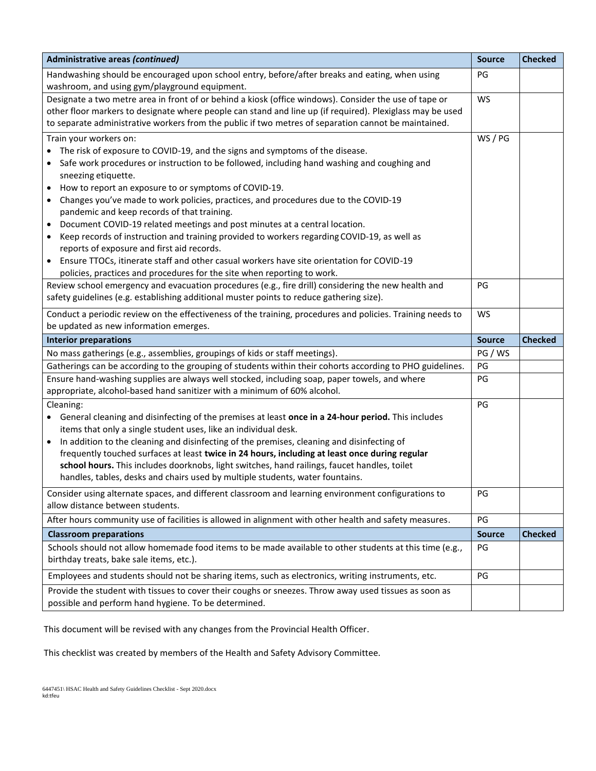| **Administrative areas *(continued)*** | **Source** | **Checked** |
| --- | --- | --- |
| Handwashing should be encouraged upon school entry, before/after breaks and eating, when using washroom, and using gym/playground equipment. | PG | |
| Designate a two metre area in front of or behind a kiosk (office windows). Consider the use of tape or other floor markers to designate where people can stand and line up (if required). Plexiglass may be used to separate administrative workers from the public if two metres of separation cannot be maintained. | WS | |
| Train your workers on:<br>• The risk of exposure to COVID-19, and the signs and symptoms of the disease.<br>• Safe work procedures or instruction to be followed, including hand washing and coughing and sneezing etiquette.<br>• How to report an exposure to or symptoms of COVID-19.<br>• Changes you've made to work policies, practices, and procedures due to the COVID-19 pandemic and keep records of that training.<br>• Document COVID-19 related meetings and post minutes at a central location.<br>• Keep records of instruction and training provided to workers regarding COVID-19, as well as reports of exposure and first aid records.<br>• Ensure TTOCs, itinerate staff and other casual workers have site orientation for COVID-19 policies, practices and procedures for the site when reporting to work. | WS / PG | |
| Review school emergency and evacuation procedures (e.g., fire drill) considering the new health and safety guidelines (e.g. establishing additional muster points to reduce gathering size). | PG | |
| Conduct a periodic review on the effectiveness of the training, procedures and policies. Training needs to be updated as new information emerges. | WS | |
| **Interior preparations** | **Source** | **Checked** |
| No mass gatherings (e.g., assemblies, groupings of kids or staff meetings). | PG / WS | |
| Gatherings can be according to the grouping of students within their cohorts according to PHO guidelines. | PG | |
| Ensure hand-washing supplies are always well stocked, including soap, paper towels, and where appropriate, alcohol-based hand sanitizer with a minimum of 60% alcohol. | PG | |
| Cleaning:<br>• General cleaning and disinfecting of the premises at least **once in a 24-hour period.** This includes items that only a single student uses, like an individual desk.<br>• In addition to the cleaning and disinfecting of the premises, cleaning and disinfecting of frequently touched surfaces at least **twice in 24 hours, including at least once during regular school hours.** This includes doorknobs, light switches, hand railings, faucet handles, toilet handles, tables, desks and chairs used by multiple students, water fountains. | PG | |
| Consider using alternate spaces, and different classroom and learning environment configurations to allow distance between students. | PG | |
| After hours community use of facilities is allowed in alignment with other health and safety measures. | PG | |
| **Classroom preparations** | **Source** | **Checked** |
| Schools should not allow homemade food items to be made available to other students at this time (e.g., birthday treats, bake sale items, etc.). | PG | |
| Employees and students should not be sharing items, such as electronics, writing instruments, etc. | PG | |
| Provide the student with tissues to cover their coughs or sneezes. Throw away used tissues as soon as possible and perform hand hygiene. To be determined. | | |

This document will be revised with any changes from the Provincial Health Officer.

This checklist was created by members of the Health and Safety Advisory Committee.

6447451\ HSAC Health and Safety Guidelines Checklist - Sept 2020.docx
kd:tfeu